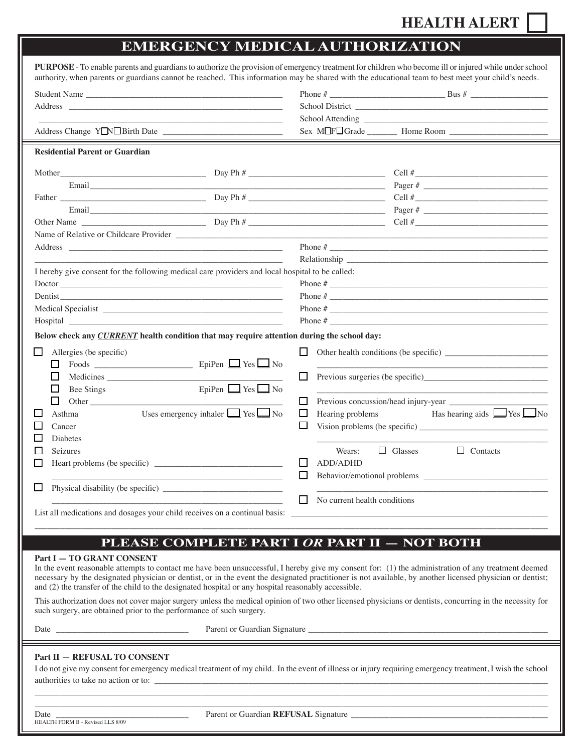**HEALTH ALERT** ☐

# EMERGENCY MEDICAL AUTHORIZATION

**PURPOSE** - To enable parents and guardians to authorize the provision of emergency treatment for children who become ill or injured while under school authority, when parents or guardians cannot be reached. This information may be shared with the educational team to best meet your child's needs.

Student Name ______________________________ Phone # ______________ Bus # ____________

Address ______________________________ School District ______________________________

______________________________ School Attending ______________________________

Address Change Y☐N☐ Birth Date ______________ Sex M☐F☐ Grade _______ Home Room ______________

**Residential Parent or Guardian**

Mother______________________ Day Ph # ______________________ Cell #______________________

Email__________________________________________ Pager # ______________________

Father______________________ Day Ph # ______________________ Cell #______________________

Email__________________________________________ Pager # ______________________

Other Name ______________________ Day Ph # ______________________ Cell #______________________

Name of Relative or Childcare Provider ______________________________________________

Address ______________________________ Phone # ______________________________

______________________________ Relationship ______________________________

I hereby give consent for the following medical care providers and local hospital to be called:

Doctor ______________________________ Phone # ______________________________

Dentist______________________________ Phone # ______________________________

Medical Specialist ______________________ Phone # ______________________________

Hospital ______________________________ Phone # ______________________________

**Below check any *CURRENT* health condition that may require attention during the school day:**

- ☐ Allergies (be specific)
  - ☐ Foods ______________ EpiPen ☐ Yes ☐ No
  - ☐ Medicines ______________
  - ☐ Bee Stings EpiPen ☐ Yes ☐ No
  - ☐ Other ______________
- ☐ Asthma Uses emergency inhaler ☐ Yes ☐ No
- ☐ Cancer
- ☐ Diabetes
- ☐ Seizures
- ☐ Heart problems (be specific) ______________________________
- ☐ Physical disability (be specific) ______________________________
- ☐ Other health conditions (be specific) ______________________________
- ☐ Previous surgeries (be specific)______________________________
- ☐ Previous concussion/head injury-year ______________
- ☐ Hearing problems Has hearing aids ☐ Yes ☐ No
- ☐ Vision problems (be specific) ______________________________
  - Wears: ☐ Glasses ☐ Contacts
- ☐ ADD/ADHD
- ☐ Behavior/emotional problems ______________________________
- ☐ No current health conditions

List all medications and dosages your child receives on a continual basis: ______________________________

______________________________________________________________________________

## PLEASE COMPLETE PART I *OR* PART II — NOT BOTH

**Part I — TO GRANT CONSENT**

In the event reasonable attempts to contact me have been unsuccessful, I hereby give my consent for: (1) the administration of any treatment deemed necessary by the designated physician or dentist, or in the event the designated practitioner is not available, by another licensed physician or dentist; and (2) the transfer of the child to the designated hospital or any hospital reasonably accessible.

This authorization does not cover major surgery unless the medical opinion of two other licensed physicians or dentists, concurring in the necessity for such surgery, are obtained prior to the performance of such surgery.

Date ______________________ Parent or Guardian Signature ______________________________

**Part II — REFUSAL TO CONSENT**

I do not give my consent for emergency medical treatment of my child. In the event of illness or injury requiring emergency treatment, I wish the school authorities to take no action or to: ______________________________

______________________________________________________________________________

______________________________________________________________________________

Date ______________________ Parent or Guardian **REFUSAL** Signature ______________________________

HEALTH FORM B - Revised LLS 8/09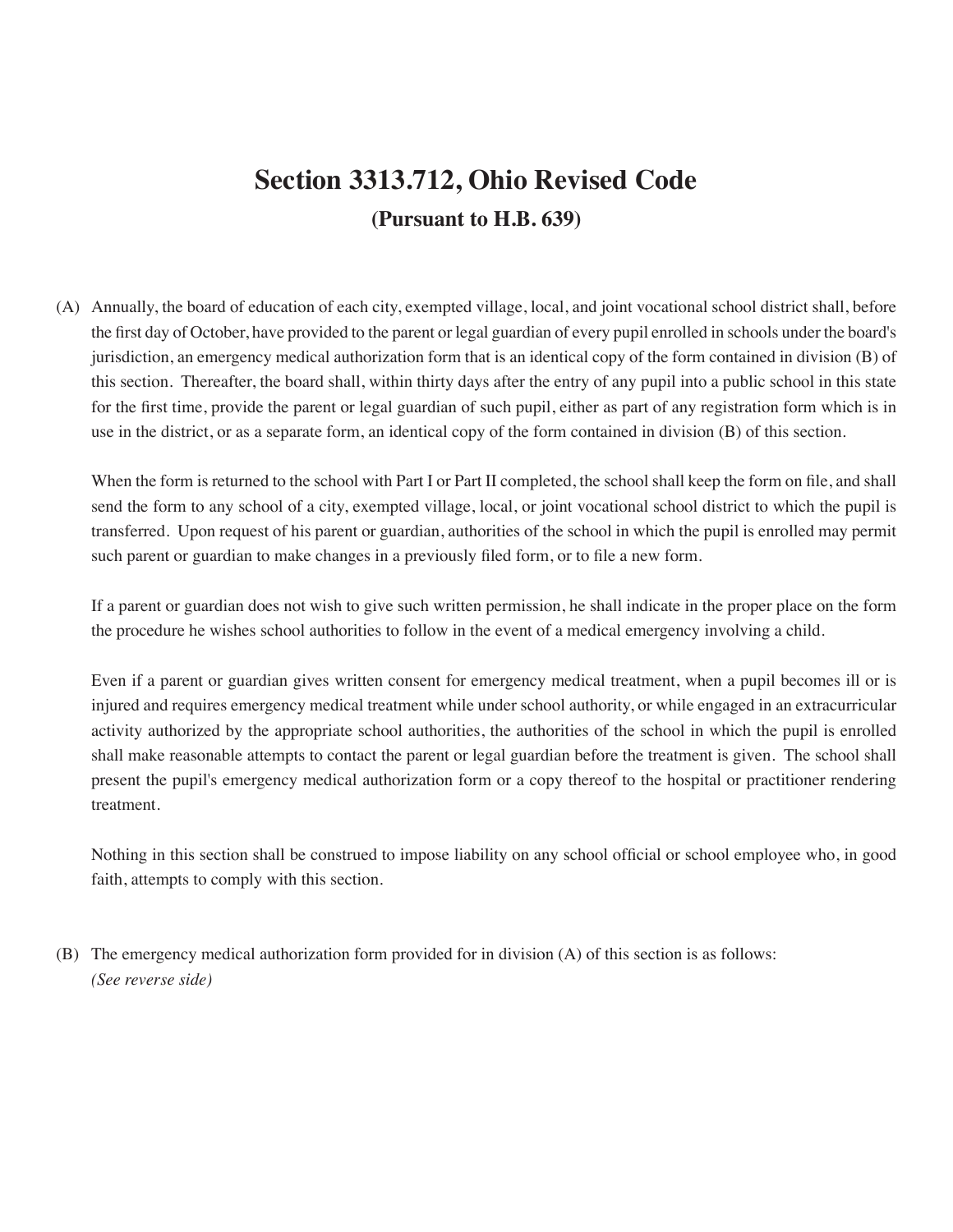# Section 3313.712, Ohio Revised Code

## (Pursuant to H.B. 639)

(A) Annually, the board of education of each city, exempted village, local, and joint vocational school district shall, before the first day of October, have provided to the parent or legal guardian of every pupil enrolled in schools under the board's jurisdiction, an emergency medical authorization form that is an identical copy of the form contained in division (B) of this section. Thereafter, the board shall, within thirty days after the entry of any pupil into a public school in this state for the first time, provide the parent or legal guardian of such pupil, either as part of any registration form which is in use in the district, or as a separate form, an identical copy of the form contained in division (B) of this section.

When the form is returned to the school with Part I or Part II completed, the school shall keep the form on file, and shall send the form to any school of a city, exempted village, local, or joint vocational school district to which the pupil is transferred. Upon request of his parent or guardian, authorities of the school in which the pupil is enrolled may permit such parent or guardian to make changes in a previously filed form, or to file a new form.

If a parent or guardian does not wish to give such written permission, he shall indicate in the proper place on the form the procedure he wishes school authorities to follow in the event of a medical emergency involving a child.

Even if a parent or guardian gives written consent for emergency medical treatment, when a pupil becomes ill or is injured and requires emergency medical treatment while under school authority, or while engaged in an extracurricular activity authorized by the appropriate school authorities, the authorities of the school in which the pupil is enrolled shall make reasonable attempts to contact the parent or legal guardian before the treatment is given. The school shall present the pupil's emergency medical authorization form or a copy thereof to the hospital or practitioner rendering treatment.

Nothing in this section shall be construed to impose liability on any school official or school employee who, in good faith, attempts to comply with this section.

(B) The emergency medical authorization form provided for in division (A) of this section is as follows:
*(See reverse side)*